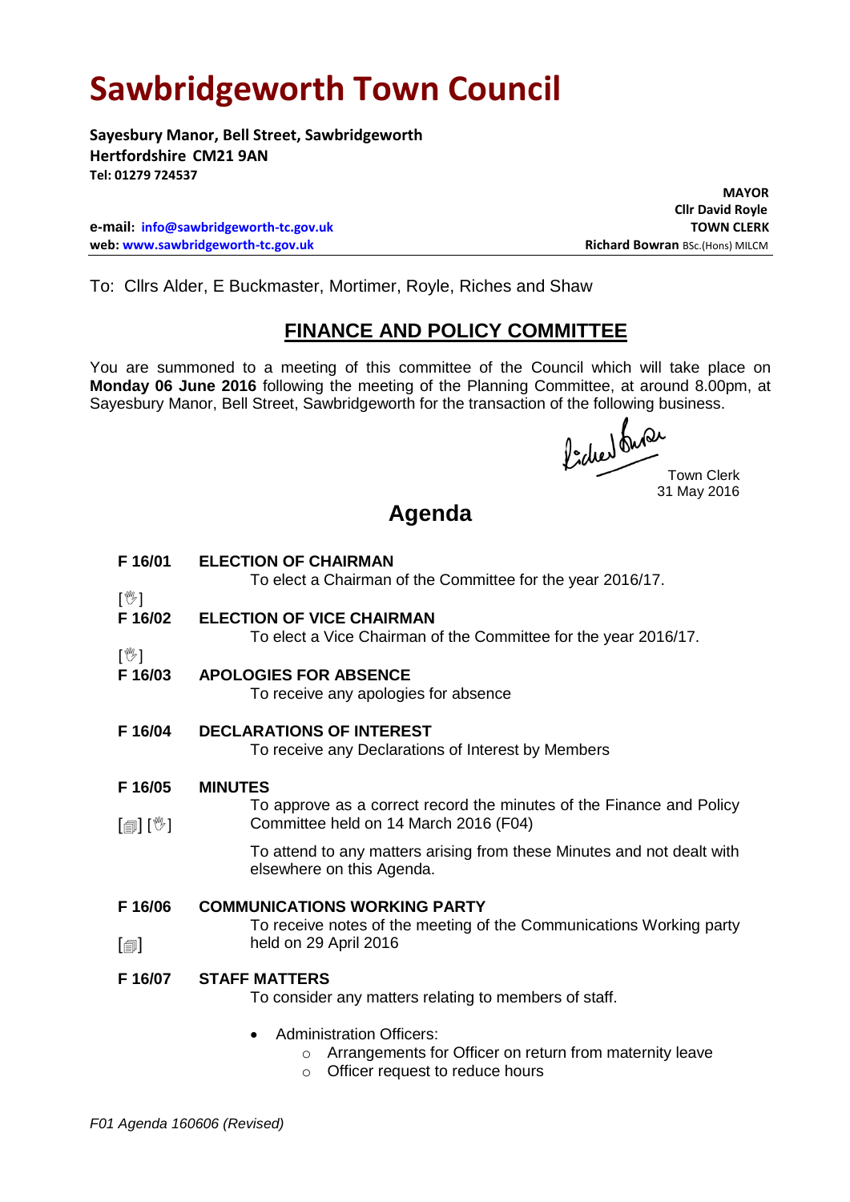# Sawbridgeworth Town Council

**Sayesbury Manor, Bell Street, Sawbridgeworth**
**Hertfordshire CM21 9AN**
**Tel: 01279 724537**

**MAYOR**
**Cllr David Royle**
**TOWN CLERK**
**Richard Bowran** BSc.(Hons) MILCM

**e-mail: info@sawbridgeworth-tc.gov.uk**
**web: www.sawbridgeworth-tc.gov.uk**

To: Cllrs Alder, E Buckmaster, Mortimer, Royle, Riches and Shaw

## FINANCE AND POLICY COMMITTEE

You are summoned to a meeting of this committee of the Council which will take place on **Monday 06 June 2016** following the meeting of the Planning Committee, at around 8.00pm, at Sayesbury Manor, Bell Street, Sawbridgeworth for the transaction of the following business.

Town Clerk
31 May 2016

## Agenda

**F 16/01 ELECTION OF CHAIRMAN**
To elect a Chairman of the Committee for the year 2016/17.

[✋]

**F 16/02 ELECTION OF VICE CHAIRMAN**
To elect a Vice Chairman of the Committee for the year 2016/17.

[✋]

**F 16/03 APOLOGIES FOR ABSENCE**
To receive any apologies for absence

**F 16/04 DECLARATIONS OF INTEREST**
To receive any Declarations of Interest by Members

**F 16/05 MINUTES**
[📄] [✋] To approve as a correct record the minutes of the Finance and Policy Committee held on 14 March 2016 (F04)

To attend to any matters arising from these Minutes and not dealt with elsewhere on this Agenda.

**F 16/06 COMMUNICATIONS WORKING PARTY**
[📄] To receive notes of the meeting of the Communications Working party held on 29 April 2016

**F 16/07 STAFF MATTERS**
To consider any matters relating to members of staff.

- Administration Officers:
  - Arrangements for Officer on return from maternity leave
  - Officer request to reduce hours

*F01 Agenda 160606 (Revised)*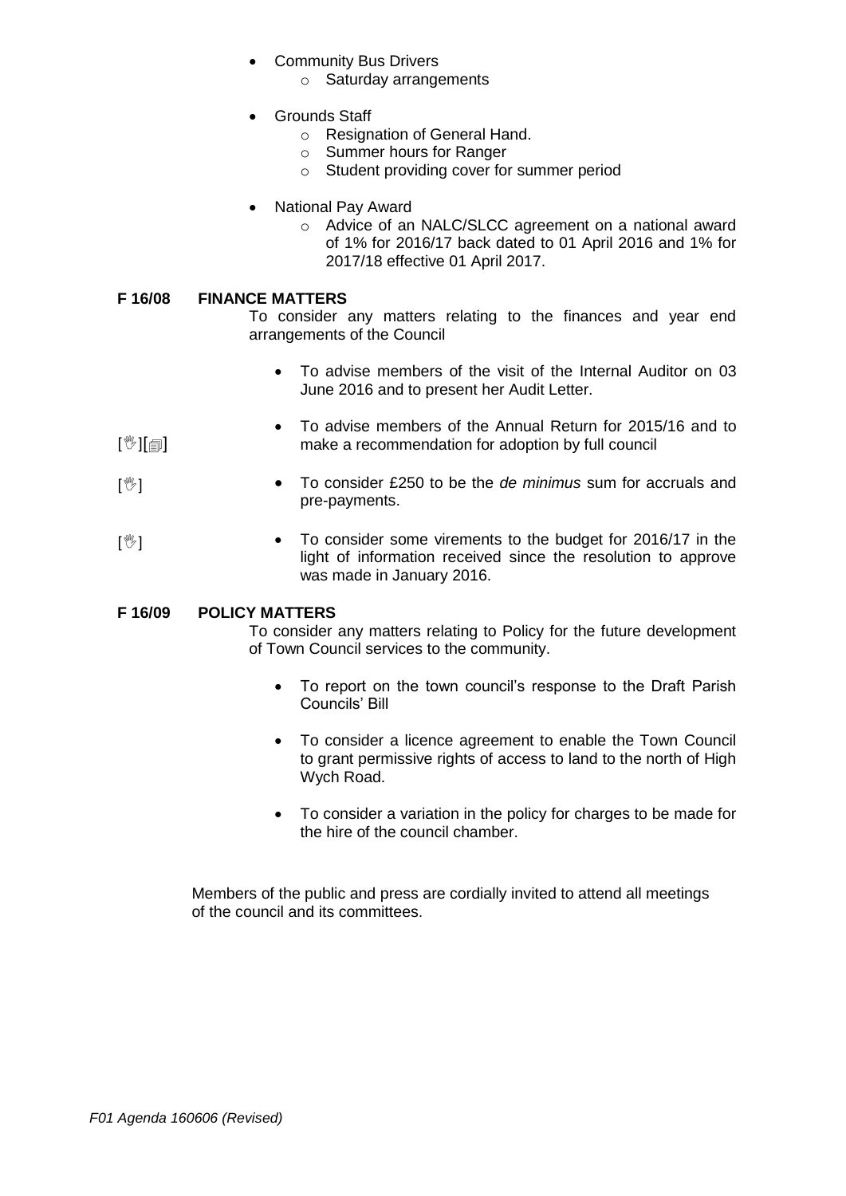- Community Bus Drivers
    - Saturday arrangements

- Grounds Staff
    - Resignation of General Hand.
    - Summer hours for Ranger
    - Student providing cover for summer period

- National Pay Award
    - Advice of an NALC/SLCC agreement on a national award of 1% for 2016/17 back dated to 01 April 2016 and 1% for 2017/18 effective 01 April 2017.

**F 16/08 FINANCE MATTERS**

To consider any matters relating to the finances and year end arrangements of the Council

- To advise members of the visit of the Internal Auditor on 03 June 2016 and to present her Audit Letter.
- [✋][📄] To advise members of the Annual Return for 2015/16 and to make a recommendation for adoption by full council
- [✋] To consider £250 to be the *de minimus* sum for accruals and pre-payments.
- [✋] To consider some virements to the budget for 2016/17 in the light of information received since the resolution to approve was made in January 2016.

**F 16/09 POLICY MATTERS**

To consider any matters relating to Policy for the future development of Town Council services to the community.

- To report on the town council's response to the Draft Parish Councils' Bill
- To consider a licence agreement to enable the Town Council to grant permissive rights of access to land to the north of High Wych Road.
- To consider a variation in the policy for charges to be made for the hire of the council chamber.

Members of the public and press are cordially invited to attend all meetings of the council and its committees.

*F01 Agenda 160606 (Revised)*